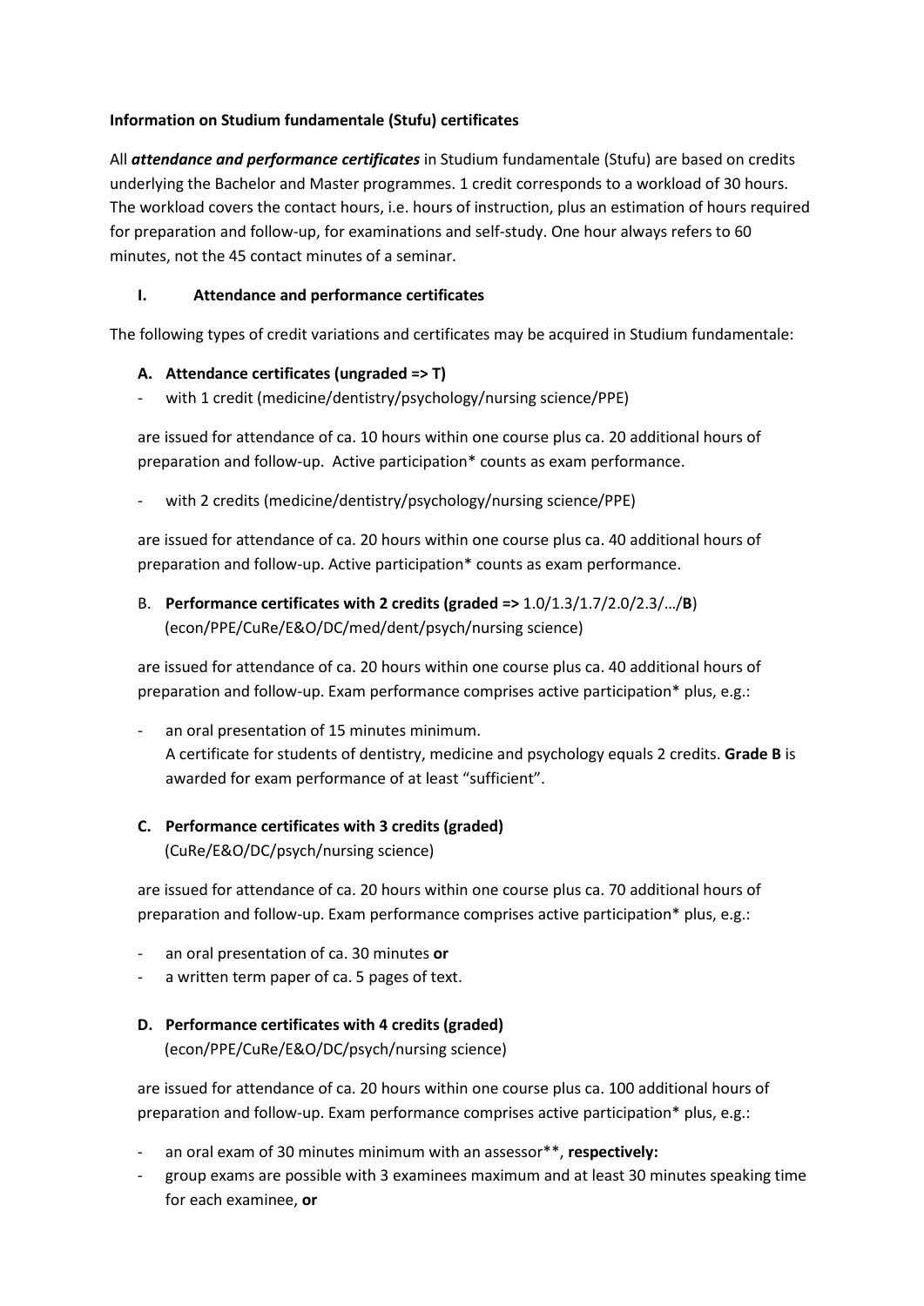**Information on Studium fundamentale (Stufu) certificates**

All ***attendance and performance certificates*** in Studium fundamentale (Stufu) are based on credits underlying the Bachelor and Master programmes. 1 credit corresponds to a workload of 30 hours. The workload covers the contact hours, i.e. hours of instruction, plus an estimation of hours required for preparation and follow-up, for examinations and self-study. One hour always refers to 60 minutes, not the 45 contact minutes of a seminar.

## I. Attendance and performance certificates

The following types of credit variations and certificates may be acquired in Studium fundamentale:

### A. Attendance certificates (ungraded => T)

- with 1 credit (medicine/dentistry/psychology/nursing science/PPE)

are issued for attendance of ca. 10 hours within one course plus ca. 20 additional hours of preparation and follow-up. Active participation* counts as exam performance.

- with 2 credits (medicine/dentistry/psychology/nursing science/PPE)

are issued for attendance of ca. 20 hours within one course plus ca. 40 additional hours of preparation and follow-up. Active participation* counts as exam performance.

### B. Performance certificates with 2 credits (graded => 1.0/1.3/1.7/2.0/2.3/…/B)
(econ/PPE/CuRe/E&O/DC/med/dent/psych/nursing science)

are issued for attendance of ca. 20 hours within one course plus ca. 40 additional hours of preparation and follow-up. Exam performance comprises active participation* plus, e.g.:

- an oral presentation of 15 minutes minimum.
  A certificate for students of dentistry, medicine and psychology equals 2 credits. **Grade B** is awarded for exam performance of at least "sufficient".

### C. Performance certificates with 3 credits (graded)
(CuRe/E&O/DC/psych/nursing science)

are issued for attendance of ca. 20 hours within one course plus ca. 70 additional hours of preparation and follow-up. Exam performance comprises active participation* plus, e.g.:

- an oral presentation of ca. 30 minutes **or**
- a written term paper of ca. 5 pages of text.

### D. Performance certificates with 4 credits (graded)
(econ/PPE/CuRe/E&O/DC/psych/nursing science)

are issued for attendance of ca. 20 hours within one course plus ca. 100 additional hours of preparation and follow-up. Exam performance comprises active participation* plus, e.g.:

- an oral exam of 30 minutes minimum with an assessor**, **respectively:**
- group exams are possible with 3 examinees maximum and at least 30 minutes speaking time for each examinee, **or**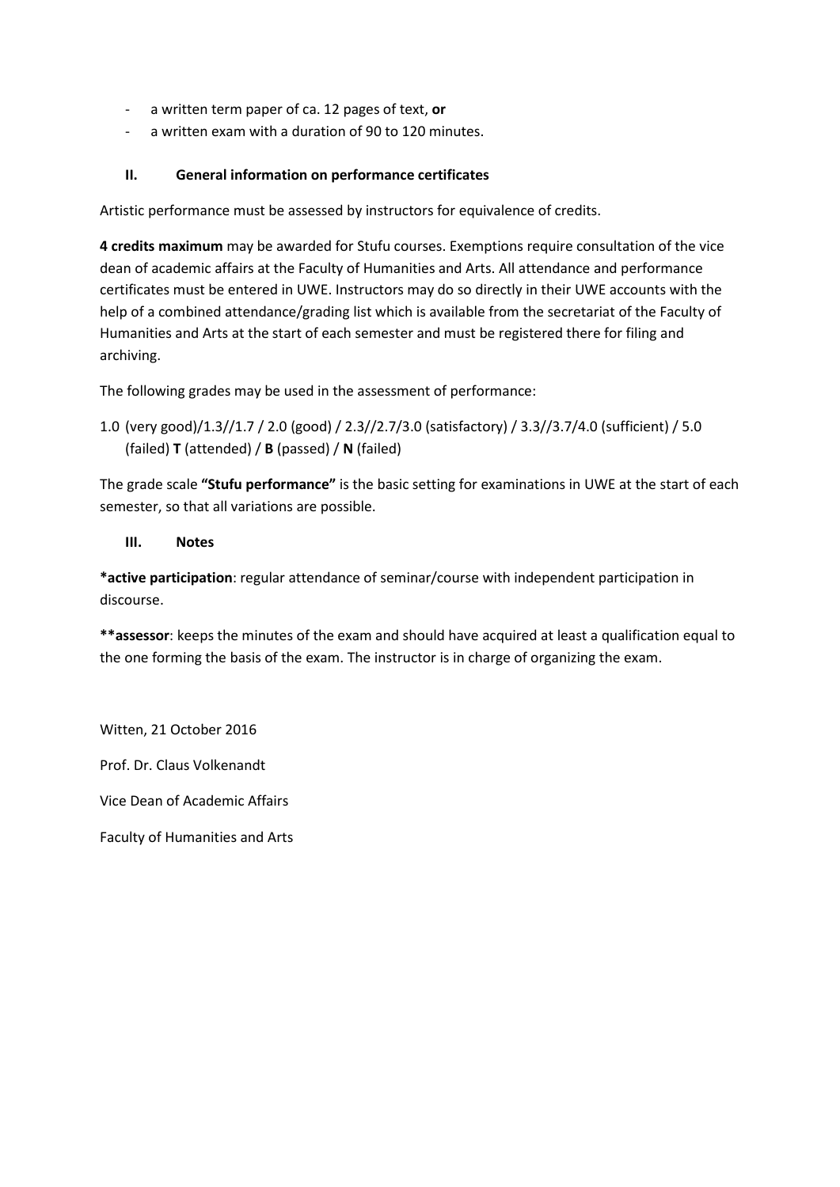- a written term paper of ca. 12 pages of text, **or**
- a written exam with a duration of 90 to 120 minutes.

### II. General information on performance certificates

Artistic performance must be assessed by instructors for equivalence of credits.

**4 credits maximum** may be awarded for Stufu courses. Exemptions require consultation of the vice dean of academic affairs at the Faculty of Humanities and Arts. All attendance and performance certificates must be entered in UWE. Instructors may do so directly in their UWE accounts with the help of a combined attendance/grading list which is available from the secretariat of the Faculty of Humanities and Arts at the start of each semester and must be registered there for filing and archiving.

The following grades may be used in the assessment of performance:

1.0 (very good)/1.3//1.7 / 2.0 (good) / 2.3//2.7/3.0 (satisfactory) / 3.3//3.7/4.0 (sufficient) / 5.0 (failed) **T** (attended) / **B** (passed) / **N** (failed)

The grade scale **"Stufu performance"** is the basic setting for examinations in UWE at the start of each semester, so that all variations are possible.

### III. Notes

***active participation**: regular attendance of seminar/course with independent participation in discourse.

****assessor**: keeps the minutes of the exam and should have acquired at least a qualification equal to the one forming the basis of the exam. The instructor is in charge of organizing the exam.

Witten, 21 October 2016

Prof. Dr. Claus Volkenandt

Vice Dean of Academic Affairs

Faculty of Humanities and Arts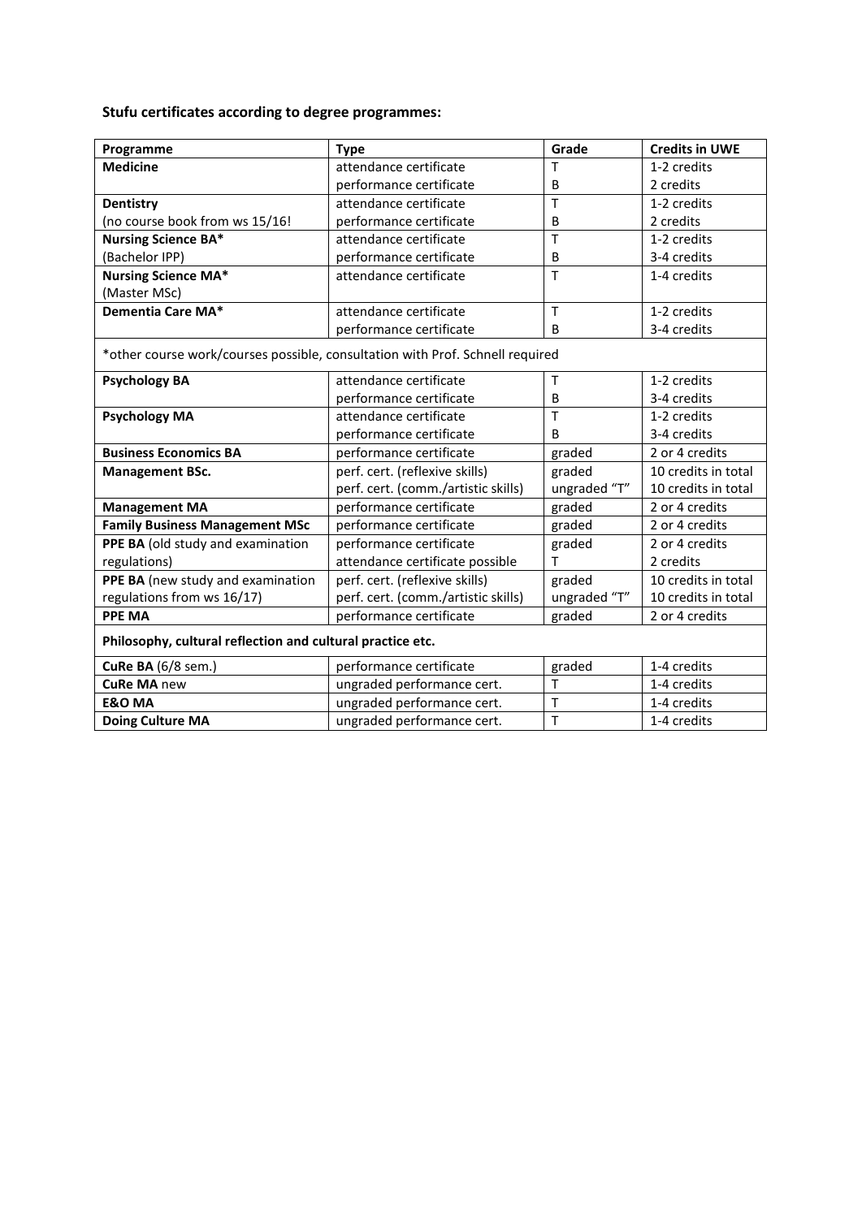**Stufu certificates according to degree programmes:**

| Programme | Type | Grade | Credits in UWE |
|---|---|---|---|
| **Medicine** | attendance certificate | T | 1-2 credits |
| | performance certificate | B | 2 credits |
| **Dentistry** (no course book from ws 15/16! | attendance certificate | T | 1-2 credits |
| | performance certificate | B | 2 credits |
| **Nursing Science BA*** (Bachelor IPP) | attendance certificate | T | 1-2 credits |
| | performance certificate | B | 3-4 credits |
| **Nursing Science MA*** (Master MSc) | attendance certificate | T | 1-4 credits |
| **Dementia Care MA*** | attendance certificate | T | 1-2 credits |
| | performance certificate | B | 3-4 credits |
| *other course work/courses possible, consultation with Prof. Schnell required | | | |
| **Psychology BA** | attendance certificate | T | 1-2 credits |
| | performance certificate | B | 3-4 credits |
| **Psychology MA** | attendance certificate | T | 1-2 credits |
| | performance certificate | B | 3-4 credits |
| **Business Economics BA** | performance certificate | graded | 2 or 4 credits |
| **Management BSc.** | perf. cert. (reflexive skills) | graded | 10 credits in total |
| | perf. cert. (comm./artistic skills) | ungraded "T" | 10 credits in total |
| **Management MA** | performance certificate | graded | 2 or 4 credits |
| **Family Business Management MSc** | performance certificate | graded | 2 or 4 credits |
| **PPE BA** (old study and examination regulations) | performance certificate | graded | 2 or 4 credits |
| | attendance certificate possible | T | 2 credits |
| **PPE BA** (new study and examination regulations from ws 16/17) | perf. cert. (reflexive skills) | graded | 10 credits in total |
| | perf. cert. (comm./artistic skills) | ungraded "T" | 10 credits in total |
| **PPE MA** | performance certificate | graded | 2 or 4 credits |
| **Philosophy, cultural reflection and cultural practice etc.** | | | |
| **CuRe BA** (6/8 sem.) | performance certificate | graded | 1-4 credits |
| **CuRe MA** new | ungraded performance cert. | T | 1-4 credits |
| **E&O MA** | ungraded performance cert. | T | 1-4 credits |
| **Doing Culture MA** | ungraded performance cert. | T | 1-4 credits |